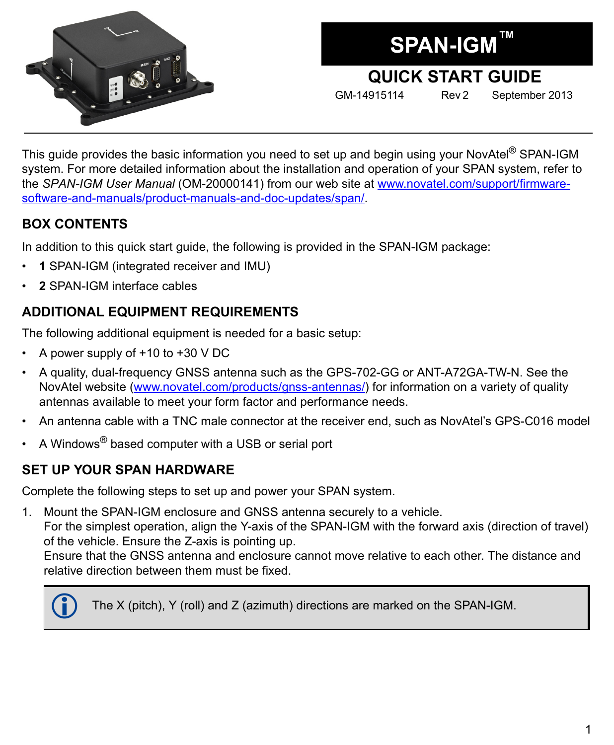# SPAN-IGM™

## QUICK START GUIDE

GM-14915114 Rev 2 September 2013

This guide provides the basic information you need to set up and begin using your NovAtel® SPAN-IGM system. For more detailed information about the installation and operation of your SPAN system, refer to the *SPAN-IGM User Manual* (OM-20000141) from our web site at www.novatel.com/support/firmware-software-and-manuals/product-manuals-and-doc-updates/span/.

## BOX CONTENTS

In addition to this quick start guide, the following is provided in the SPAN-IGM package:

- **1** SPAN-IGM (integrated receiver and IMU)
- **2** SPAN-IGM interface cables

## ADDITIONAL EQUIPMENT REQUIREMENTS

The following additional equipment is needed for a basic setup:

- A power supply of +10 to +30 V DC
- A quality, dual-frequency GNSS antenna such as the GPS-702-GG or ANT-A72GA-TW-N. See the NovAtel website (www.novatel.com/products/gnss-antennas/) for information on a variety of quality antennas available to meet your form factor and performance needs.
- An antenna cable with a TNC male connector at the receiver end, such as NovAtel's GPS-C016 model
- A Windows® based computer with a USB or serial port

## SET UP YOUR SPAN HARDWARE

Complete the following steps to set up and power your SPAN system.

1. Mount the SPAN-IGM enclosure and GNSS antenna securely to a vehicle.
   For the simplest operation, align the Y-axis of the SPAN-IGM with the forward axis (direction of travel) of the vehicle. Ensure the Z-axis is pointing up.
   Ensure that the GNSS antenna and enclosure cannot move relative to each other. The distance and relative direction between them must be fixed.

> The X (pitch), Y (roll) and Z (azimuth) directions are marked on the SPAN-IGM.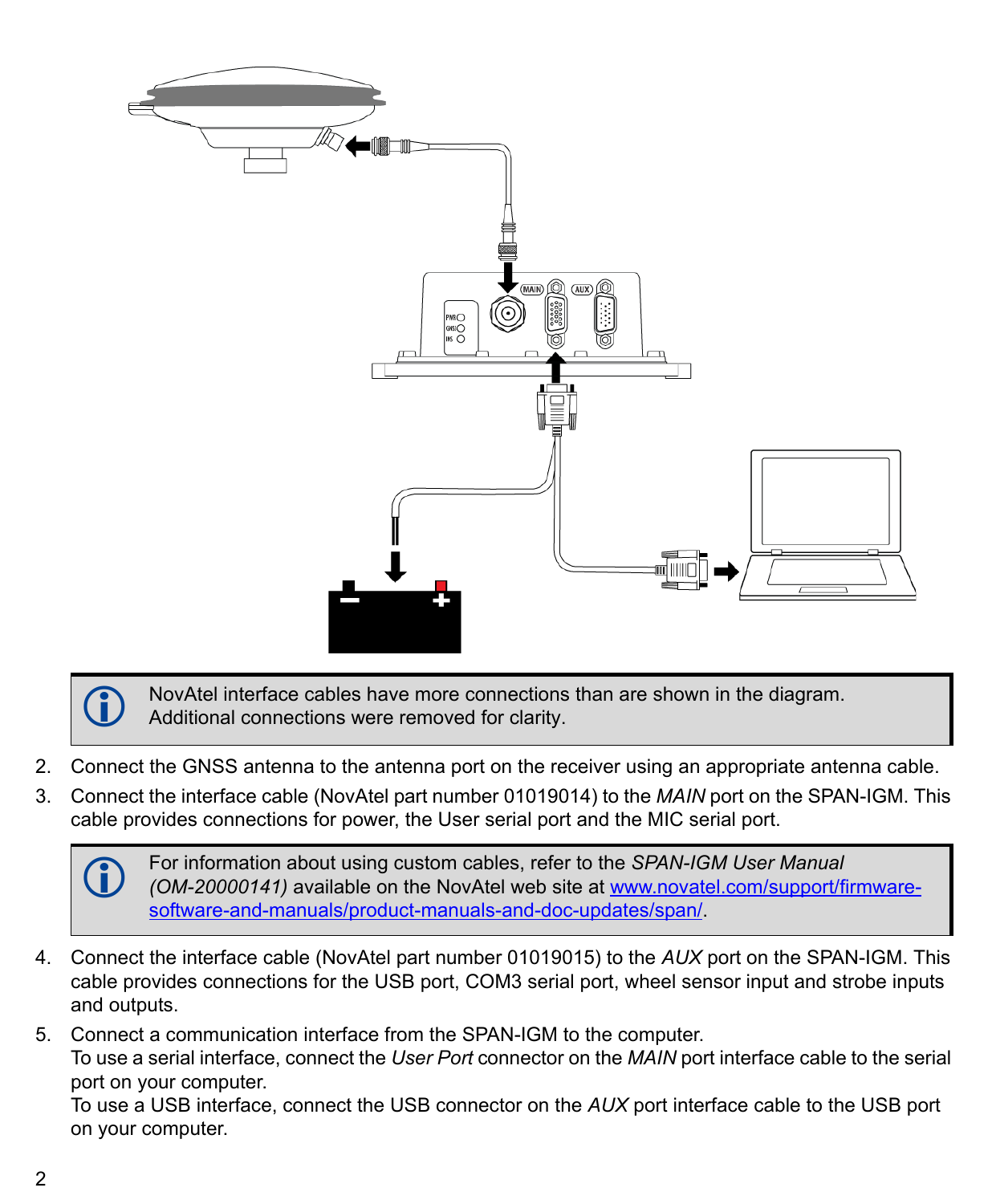NovAtel interface cables have more connections than are shown in the diagram. Additional connections were removed for clarity.

2. Connect the GNSS antenna to the antenna port on the receiver using an appropriate antenna cable.
3. Connect the interface cable (NovAtel part number 01019014) to the *MAIN* port on the SPAN-IGM. This cable provides connections for power, the User serial port and the MIC serial port.

For information about using custom cables, refer to the *SPAN-IGM User Manual (OM-20000141)* available on the NovAtel web site at [www.novatel.com/support/firmware-software-and-manuals/product-manuals-and-doc-updates/span/](www.novatel.com/support/firmware-software-and-manuals/product-manuals-and-doc-updates/span/).

4. Connect the interface cable (NovAtel part number 01019015) to the *AUX* port on the SPAN-IGM. This cable provides connections for the USB port, COM3 serial port, wheel sensor input and strobe inputs and outputs.
5. Connect a communication interface from the SPAN-IGM to the computer.
   To use a serial interface, connect the *User Port* connector on the *MAIN* port interface cable to the serial port on your computer.
   To use a USB interface, connect the USB connector on the *AUX* port interface cable to the USB port on your computer.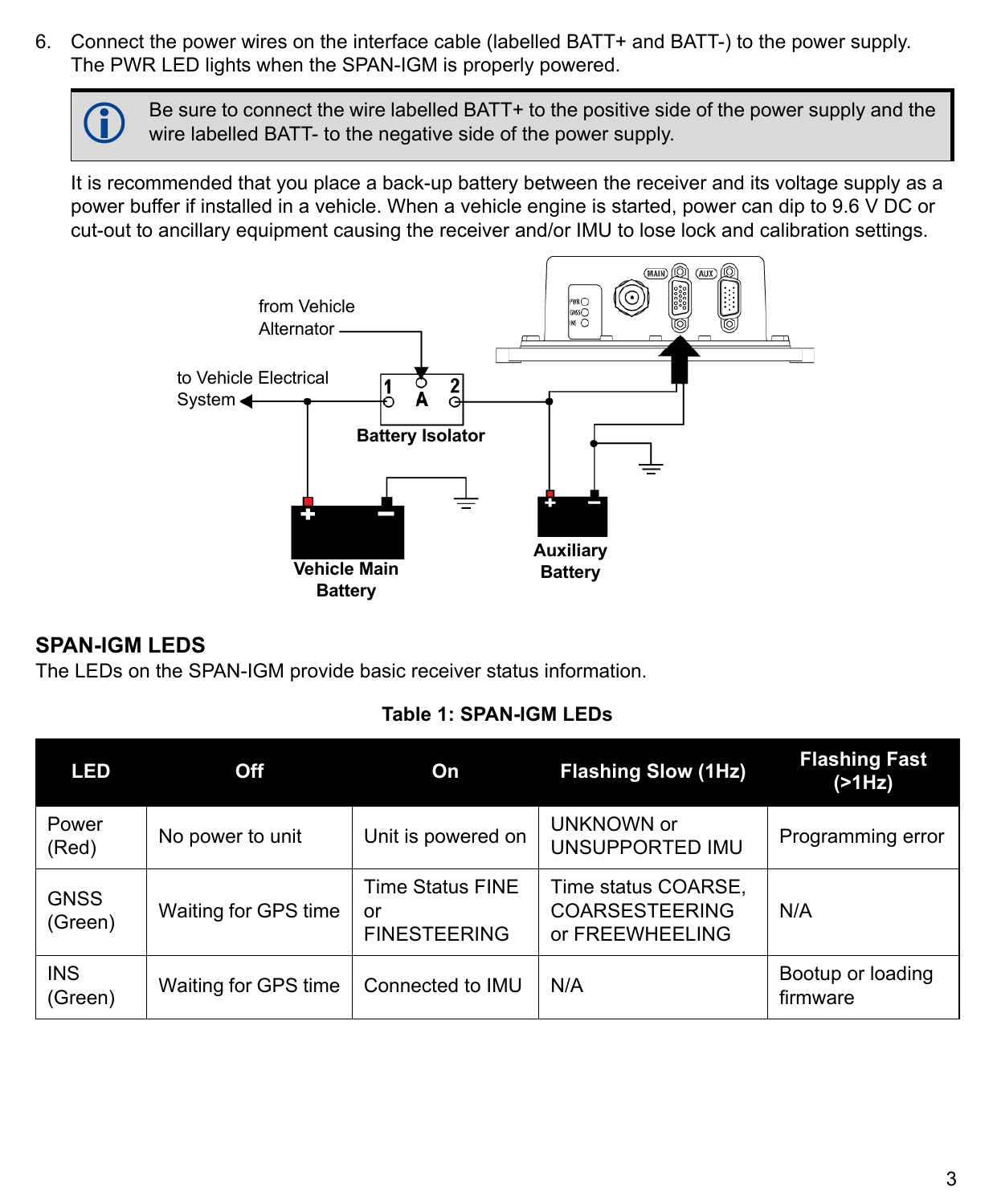6. Connect the power wires on the interface cable (labelled BATT+ and BATT-) to the power supply. The PWR LED lights when the SPAN-IGM is properly powered.

> Be sure to connect the wire labelled BATT+ to the positive side of the power supply and the wire labelled BATT- to the negative side of the power supply.

It is recommended that you place a back-up battery between the receiver and its voltage supply as a power buffer if installed in a vehicle. When a vehicle engine is started, power can dip to 9.6 V DC or cut-out to ancillary equipment causing the receiver and/or IMU to lose lock and calibration settings.

## SPAN-IGM LEDS

The LEDs on the SPAN-IGM provide basic receiver status information.

**Table 1: SPAN-IGM LEDs**

| LED | Off | On | Flashing Slow (1Hz) | Flashing Fast (>1Hz) |
|---|---|---|---|---|
| Power (Red) | No power to unit | Unit is powered on | UNKNOWN or UNSUPPORTED IMU | Programming error |
| GNSS (Green) | Waiting for GPS time | Time Status FINE or FINESTEERING | Time status COARSE, COARSESTEERING or FREEWHEELING | N/A |
| INS (Green) | Waiting for GPS time | Connected to IMU | N/A | Bootup or loading firmware |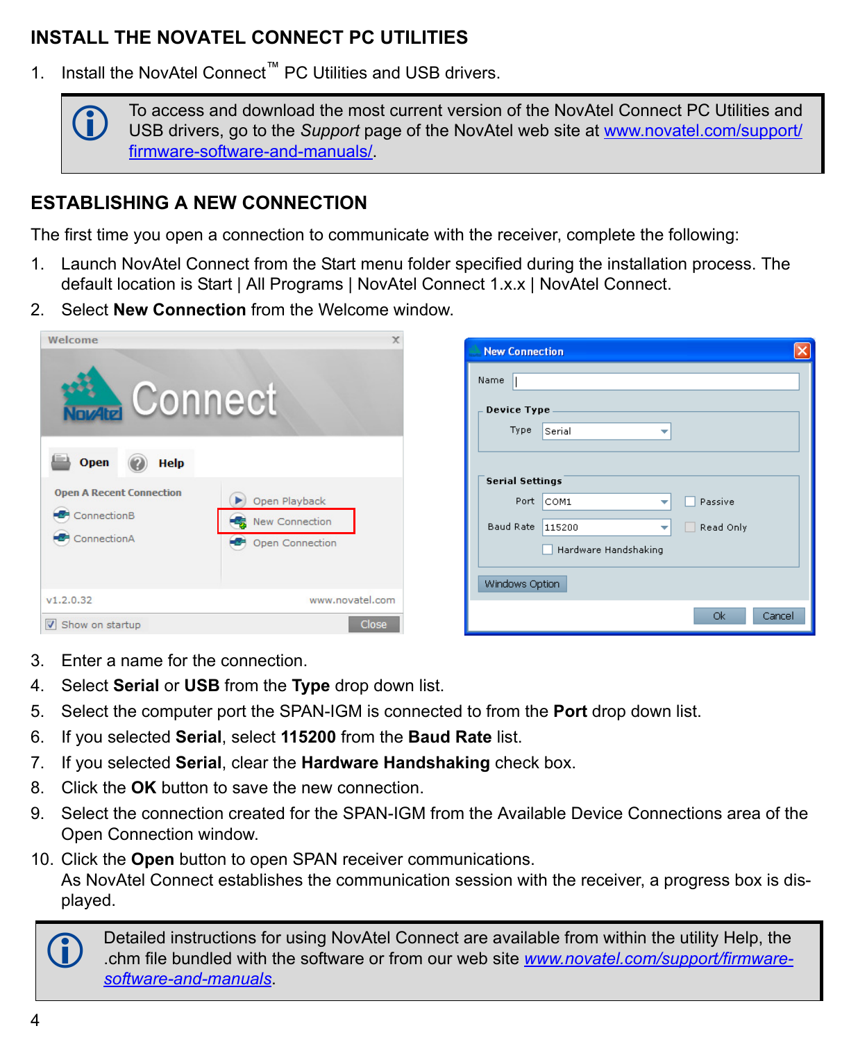## INSTALL THE NOVATEL CONNECT PC UTILITIES

1. Install the NovAtel Connect™ PC Utilities and USB drivers.

> To access and download the most current version of the NovAtel Connect PC Utilities and USB drivers, go to the *Support* page of the NovAtel web site at www.novatel.com/support/firmware-software-and-manuals/.

## ESTABLISHING A NEW CONNECTION

The first time you open a connection to communicate with the receiver, complete the following:

1. Launch NovAtel Connect from the Start menu folder specified during the installation process. The default location is Start | All Programs | NovAtel Connect 1.x.x | NovAtel Connect.
2. Select **New Connection** from the Welcome window.
3. Enter a name for the connection.
4. Select **Serial** or **USB** from the **Type** drop down list.
5. Select the computer port the SPAN-IGM is connected to from the **Port** drop down list.
6. If you selected **Serial**, select **115200** from the **Baud Rate** list.
7. If you selected **Serial**, clear the **Hardware Handshaking** check box.
8. Click the **OK** button to save the new connection.
9. Select the connection created for the SPAN-IGM from the Available Device Connections area of the Open Connection window.
10. Click the **Open** button to open SPAN receiver communications.
    As NovAtel Connect establishes the communication session with the receiver, a progress box is displayed.

> Detailed instructions for using NovAtel Connect are available from within the utility Help, the .chm file bundled with the software or from our web site *www.novatel.com/support/firmware-software-and-manuals*.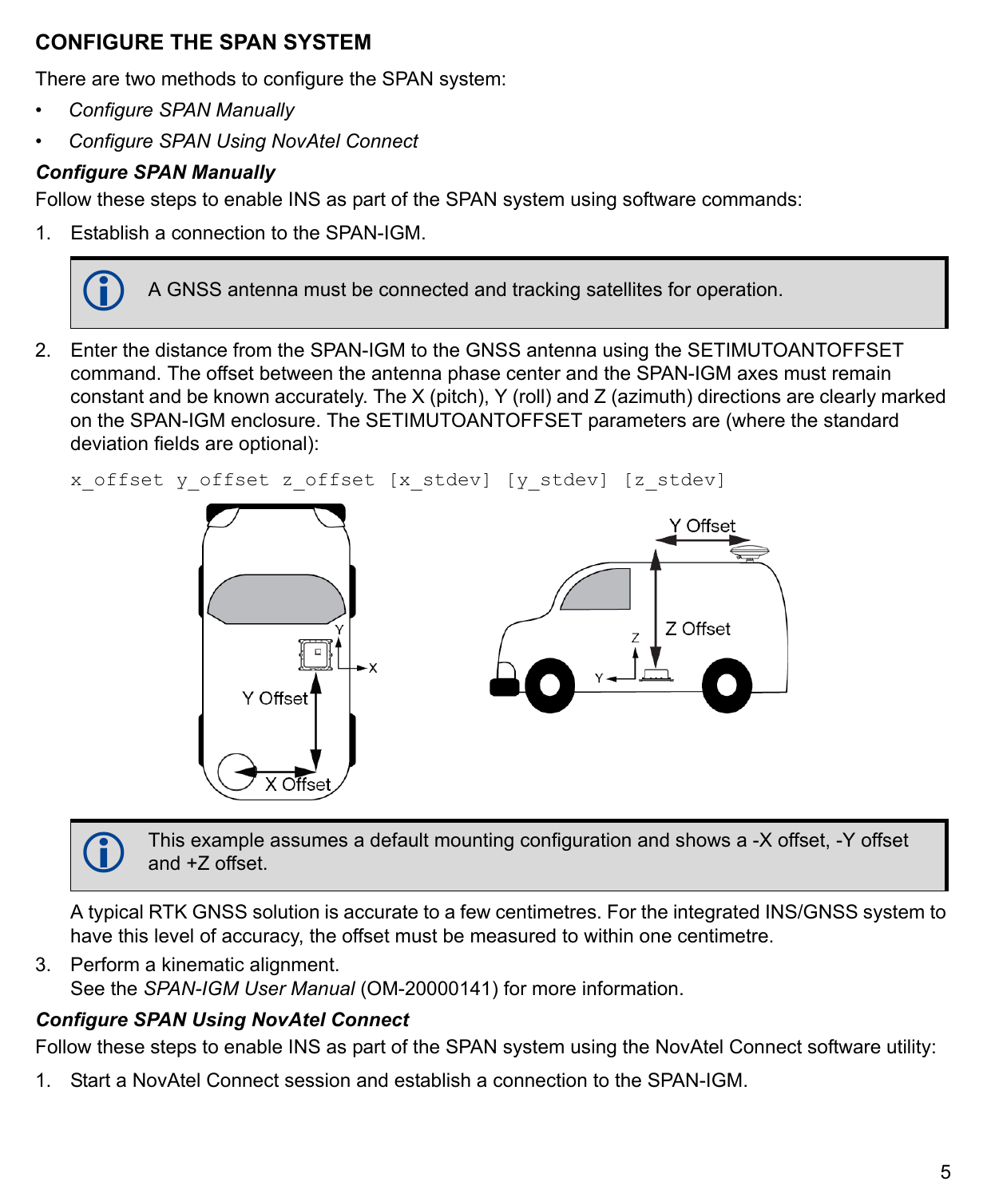## CONFIGURE THE SPAN SYSTEM

There are two methods to configure the SPAN system:

- *Configure SPAN Manually*
- *Configure SPAN Using NovAtel Connect*

### *Configure SPAN Manually*

Follow these steps to enable INS as part of the SPAN system using software commands:

1. Establish a connection to the SPAN-IGM.

   > A GNSS antenna must be connected and tracking satellites for operation.

2. Enter the distance from the SPAN-IGM to the GNSS antenna using the SETIMUTOANTOFFSET command. The offset between the antenna phase center and the SPAN-IGM axes must remain constant and be known accurately. The X (pitch), Y (roll) and Z (azimuth) directions are clearly marked on the SPAN-IGM enclosure. The SETIMUTOANTOFFSET parameters are (where the standard deviation fields are optional):

   ```
   x_offset y_offset z_offset [x_stdev] [y_stdev] [z_stdev]
   ```

   > This example assumes a default mounting configuration and shows a -X offset, -Y offset and +Z offset.

   A typical RTK GNSS solution is accurate to a few centimetres. For the integrated INS/GNSS system to have this level of accuracy, the offset must be measured to within one centimetre.

3. Perform a kinematic alignment.
   See the *SPAN-IGM User Manual* (OM-20000141) for more information.

### *Configure SPAN Using NovAtel Connect*

Follow these steps to enable INS as part of the SPAN system using the NovAtel Connect software utility:

1. Start a NovAtel Connect session and establish a connection to the SPAN-IGM.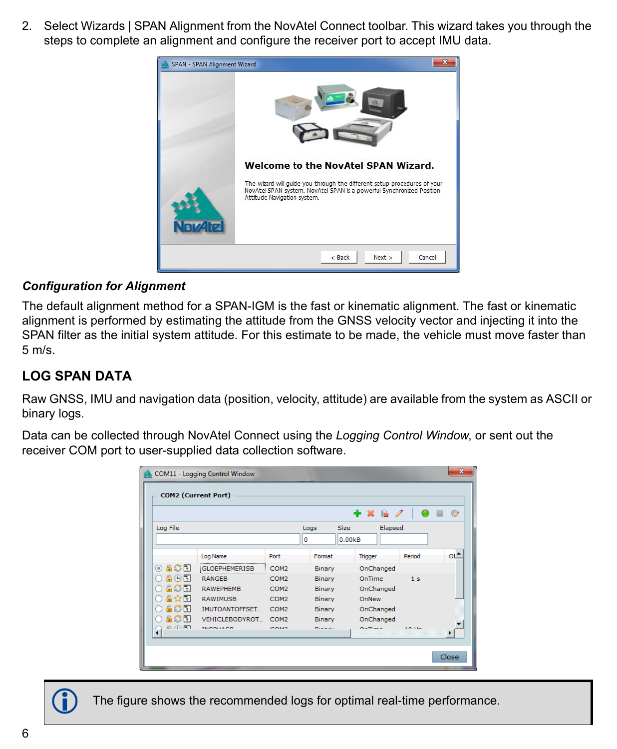2. Select Wizards | SPAN Alignment from the NovAtel Connect toolbar. This wizard takes you through the steps to complete an alignment and configure the receiver port to accept IMU data.

***Configuration for Alignment***

The default alignment method for a SPAN-IGM is the fast or kinematic alignment. The fast or kinematic alignment is performed by estimating the attitude from the GNSS velocity vector and injecting it into the SPAN filter as the initial system attitude. For this estimate to be made, the vehicle must move faster than 5 m/s.

## LOG SPAN DATA

Raw GNSS, IMU and navigation data (position, velocity, attitude) are available from the system as ASCII or binary logs.

Data can be collected through NovAtel Connect using the *Logging Control Window*, or sent out the receiver COM port to user-supplied data collection software.

The figure shows the recommended logs for optimal real-time performance.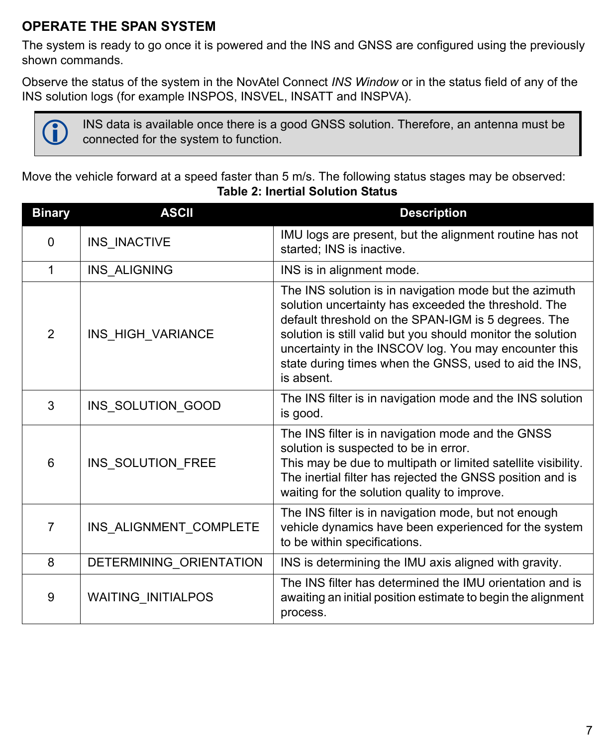## OPERATE THE SPAN SYSTEM

The system is ready to go once it is powered and the INS and GNSS are configured using the previously shown commands.

Observe the status of the system in the NovAtel Connect *INS Window* or in the status field of any of the INS solution logs (for example INSPOS, INSVEL, INSATT and INSPVA).

> INS data is available once there is a good GNSS solution. Therefore, an antenna must be connected for the system to function.

Move the vehicle forward at a speed faster than 5 m/s. The following status stages may be observed:

**Table 2: Inertial Solution Status**

| Binary | ASCII | Description |
|---|---|---|
| 0 | INS_INACTIVE | IMU logs are present, but the alignment routine has not started; INS is inactive. |
| 1 | INS_ALIGNING | INS is in alignment mode. |
| 2 | INS_HIGH_VARIANCE | The INS solution is in navigation mode but the azimuth solution uncertainty has exceeded the threshold. The default threshold on the SPAN-IGM is 5 degrees. The solution is still valid but you should monitor the solution uncertainty in the INSCOV log. You may encounter this state during times when the GNSS, used to aid the INS, is absent. |
| 3 | INS_SOLUTION_GOOD | The INS filter is in navigation mode and the INS solution is good. |
| 6 | INS_SOLUTION_FREE | The INS filter is in navigation mode and the GNSS solution is suspected to be in error. This may be due to multipath or limited satellite visibility. The inertial filter has rejected the GNSS position and is waiting for the solution quality to improve. |
| 7 | INS_ALIGNMENT_COMPLETE | The INS filter is in navigation mode, but not enough vehicle dynamics have been experienced for the system to be within specifications. |
| 8 | DETERMINING_ORIENTATION | INS is determining the IMU axis aligned with gravity. |
| 9 | WAITING_INITIALPOS | The INS filter has determined the IMU orientation and is awaiting an initial position estimate to begin the alignment process. |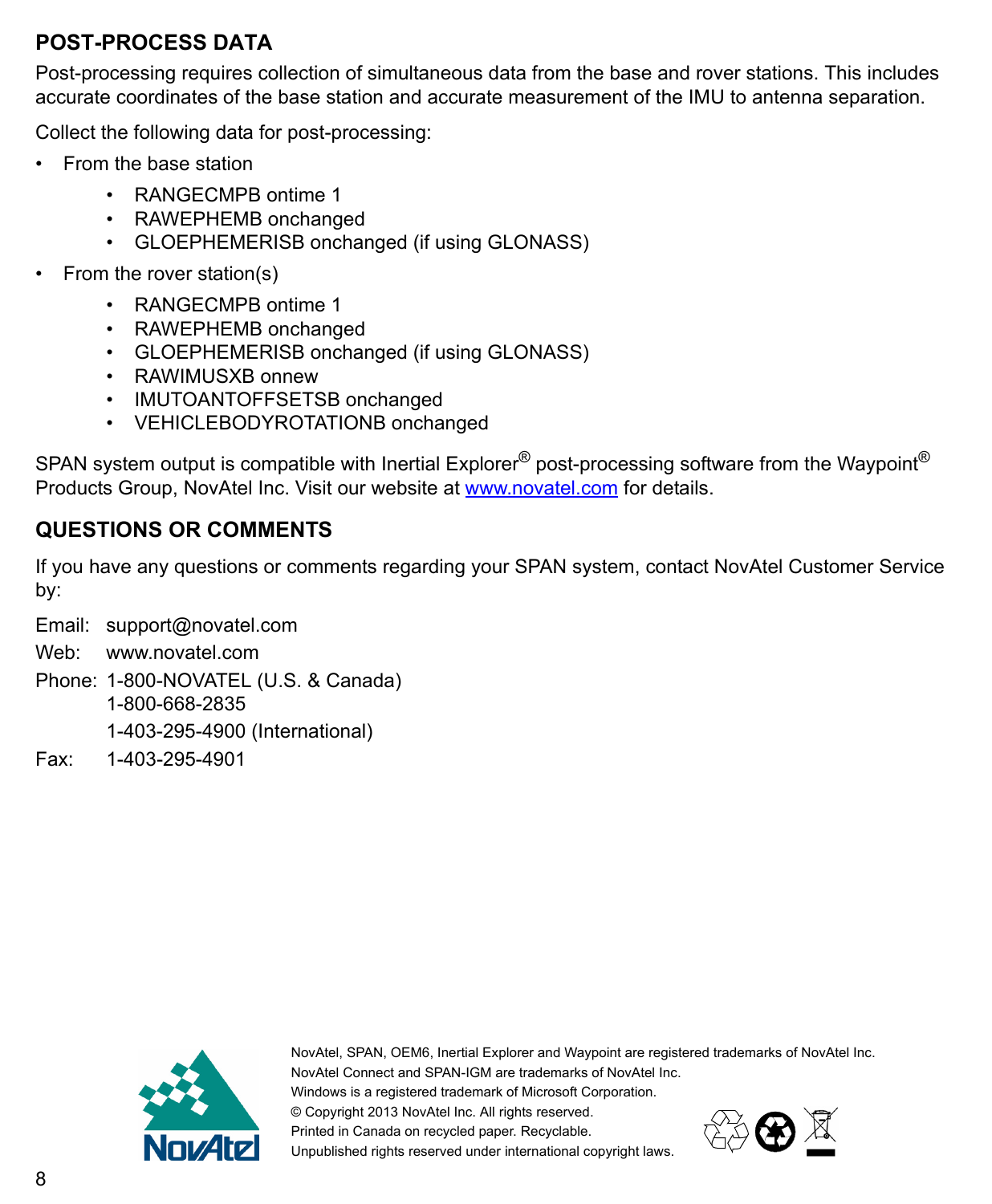## POST-PROCESS DATA

Post-processing requires collection of simultaneous data from the base and rover stations. This includes accurate coordinates of the base station and accurate measurement of the IMU to antenna separation.

Collect the following data for post-processing:

- From the base station
  - RANGECMPB ontime 1
  - RAWEPHEMB onchanged
  - GLOEPHEMERISB onchanged (if using GLONASS)
- From the rover station(s)
  - RANGECMPB ontime 1
  - RAWEPHEMB onchanged
  - GLOEPHEMERISB onchanged (if using GLONASS)
  - RAWIMUSXB onnew
  - IMUTOANTOFFSETSB onchanged
  - VEHICLEBODYROTATIONB onchanged

SPAN system output is compatible with Inertial Explorer® post-processing software from the Waypoint® Products Group, NovAtel Inc. Visit our website at www.novatel.com for details.

## QUESTIONS OR COMMENTS

If you have any questions or comments regarding your SPAN system, contact NovAtel Customer Service by:

Email: support@novatel.com

Web: www.novatel.com

Phone: 1-800-NOVATEL (U.S. & Canada)
1-800-668-2835
1-403-295-4900 (International)

Fax: 1-403-295-4901

NovAtel, SPAN, OEM6, Inertial Explorer and Waypoint are registered trademarks of NovAtel Inc.
NovAtel Connect and SPAN-IGM are trademarks of NovAtel Inc.
Windows is a registered trademark of Microsoft Corporation.
© Copyright 2013 NovAtel Inc. All rights reserved.
Printed in Canada on recycled paper. Recyclable.
Unpublished rights reserved under international copyright laws.